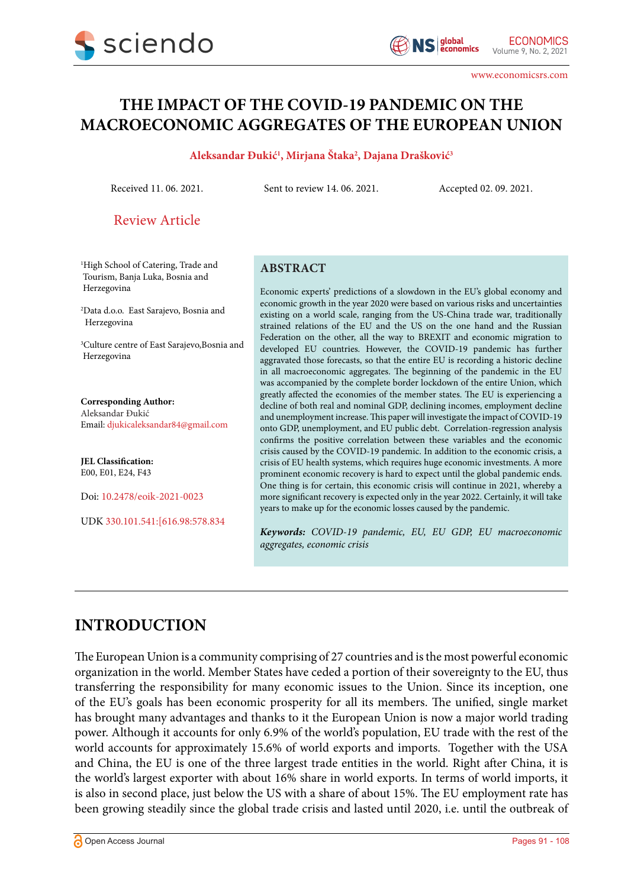# THE IMPACT OF THE COVID-19 PANDEMIC ON THE MACROECONOMIC AGGREGATES OF THE EUROPEAN UNION

**Aleksandar Đukić[1], Mirjana Štaka[2], Dajana Drašković[3]**

Received 11. 06. 2021. Sent to review 14. 06. 2021. Accepted 02. 09. 2021.

Review Article

[1]High School of Catering, Trade and Tourism, Banja Luka, Bosnia and Herzegovina

[2]Data d.o.o. East Sarajevo, Bosnia and Herzegovina

[3]Culture centre of East Sarajevo,Bosnia and Herzegovina

**Corresponding Author:**
Aleksandar Đukić
Email: djukicaleksandar84@gmail.com

**JEL Classification:**
E00, E01, E24, F43

Doi: 10.2478/eoik-2021-0023

UDK 330.101.541:[616.98:578.834

## ABSTRACT

Economic experts' predictions of a slowdown in the EU's global economy and economic growth in the year 2020 were based on various risks and uncertainties existing on a world scale, ranging from the US-China trade war, traditionally strained relations of the EU and the US on the one hand and the Russian Federation on the other, all the way to BREXIT and economic migration to developed EU countries. However, the COVID-19 pandemic has further aggravated those forecasts, so that the entire EU is recording a historic decline in all macroeconomic aggregates. The beginning of the pandemic in the EU was accompanied by the complete border lockdown of the entire Union, which greatly affected the economies of the member states. The EU is experiencing a decline of both real and nominal GDP, declining incomes, employment decline and unemployment increase. This paper will investigate the impact of COVID-19 onto GDP, unemployment, and EU public debt. Correlation-regression analysis confirms the positive correlation between these variables and the economic crisis caused by the COVID-19 pandemic. In addition to the economic crisis, a crisis of EU health systems, which requires huge economic investments. A more prominent economic recovery is hard to expect until the global pandemic ends. One thing is for certain, this economic crisis will continue in 2021, whereby a more significant recovery is expected only in the year 2022. Certainly, it will take years to make up for the economic losses caused by the pandemic.

***Keywords:*** *COVID-19 pandemic, EU, EU GDP, EU macroeconomic aggregates, economic crisis*

## INTRODUCTION

The European Union is a community comprising of 27 countries and is the most powerful economic organization in the world. Member States have ceded a portion of their sovereignty to the EU, thus transferring the responsibility for many economic issues to the Union. Since its inception, one of the EU's goals has been economic prosperity for all its members. The unified, single market has brought many advantages and thanks to it the European Union is now a major world trading power. Although it accounts for only 6.9% of the world's population, EU trade with the rest of the world accounts for approximately 15.6% of world exports and imports. Together with the USA and China, the EU is one of the three largest trade entities in the world. Right after China, it is the world's largest exporter with about 16% share in world exports. In terms of world imports, it is also in second place, just below the US with a share of about 15%. The EU employment rate has been growing steadily since the global trade crisis and lasted until 2020, i.e. until the outbreak of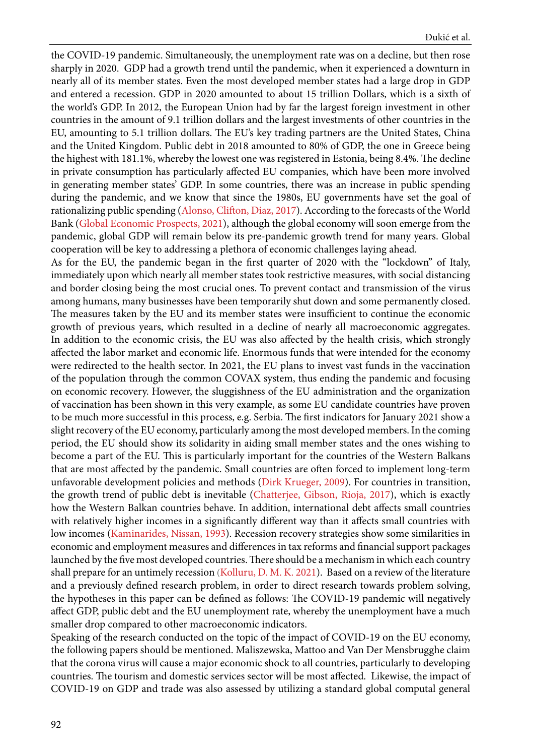the COVID-19 pandemic. Simultaneously, the unemployment rate was on a decline, but then rose sharply in 2020. GDP had a growth trend until the pandemic, when it experienced a downturn in nearly all of its member states. Even the most developed member states had a large drop in GDP and entered a recession. GDP in 2020 amounted to about 15 trillion Dollars, which is a sixth of the world's GDP. In 2012, the European Union had by far the largest foreign investment in other countries in the amount of 9.1 trillion dollars and the largest investments of other countries in the EU, amounting to 5.1 trillion dollars. The EU's key trading partners are the United States, China and the United Kingdom. Public debt in 2018 amounted to 80% of GDP, the one in Greece being the highest with 181.1%, whereby the lowest one was registered in Estonia, being 8.4%. The decline in private consumption has particularly affected EU companies, which have been more involved in generating member states' GDP. In some countries, there was an increase in public spending during the pandemic, and we know that since the 1980s, EU governments have set the goal of rationalizing public spending (Alonso, Clifton, Diaz, 2017). According to the forecasts of the World Bank (Global Economic Prospects, 2021), although the global economy will soon emerge from the pandemic, global GDP will remain below its pre-pandemic growth trend for many years. Global cooperation will be key to addressing a plethora of economic challenges laying ahead.

As for the EU, the pandemic began in the first quarter of 2020 with the "lockdown" of Italy, immediately upon which nearly all member states took restrictive measures, with social distancing and border closing being the most crucial ones. To prevent contact and transmission of the virus among humans, many businesses have been temporarily shut down and some permanently closed. The measures taken by the EU and its member states were insufficient to continue the economic growth of previous years, which resulted in a decline of nearly all macroeconomic aggregates. In addition to the economic crisis, the EU was also affected by the health crisis, which strongly affected the labor market and economic life. Enormous funds that were intended for the economy were redirected to the health sector. In 2021, the EU plans to invest vast funds in the vaccination of the population through the common COVAX system, thus ending the pandemic and focusing on economic recovery. However, the sluggishness of the EU administration and the organization of vaccination has been shown in this very example, as some EU candidate countries have proven to be much more successful in this process, e.g. Serbia. The first indicators for January 2021 show a slight recovery of the EU economy, particularly among the most developed members. In the coming period, the EU should show its solidarity in aiding small member states and the ones wishing to become a part of the EU. This is particularly important for the countries of the Western Balkans that are most affected by the pandemic. Small countries are often forced to implement long-term unfavorable development policies and methods (Dirk Krueger, 2009). For countries in transition, the growth trend of public debt is inevitable (Chatterjee, Gibson, Rioja, 2017), which is exactly how the Western Balkan countries behave. In addition, international debt affects small countries with relatively higher incomes in a significantly different way than it affects small countries with low incomes (Kaminarides, Nissan, 1993). Recession recovery strategies show some similarities in economic and employment measures and differences in tax reforms and financial support packages launched by the five most developed countries. There should be a mechanism in which each country shall prepare for an untimely recession (Kolluru, D. M. K. 2021). Based on a review of the literature and a previously defined research problem, in order to direct research towards problem solving, the hypotheses in this paper can be defined as follows: The COVID-19 pandemic will negatively affect GDP, public debt and the EU unemployment rate, whereby the unemployment have a much smaller drop compared to other macroeconomic indicators.

Speaking of the research conducted on the topic of the impact of COVID-19 on the EU economy, the following papers should be mentioned. Maliszewska, Mattoo and Van Der Mensbrugghe claim that the corona virus will cause a major economic shock to all countries, particularly to developing countries. The tourism and domestic services sector will be most affected. Likewise, the impact of COVID-19 on GDP and trade was also assessed by utilizing a standard global computal general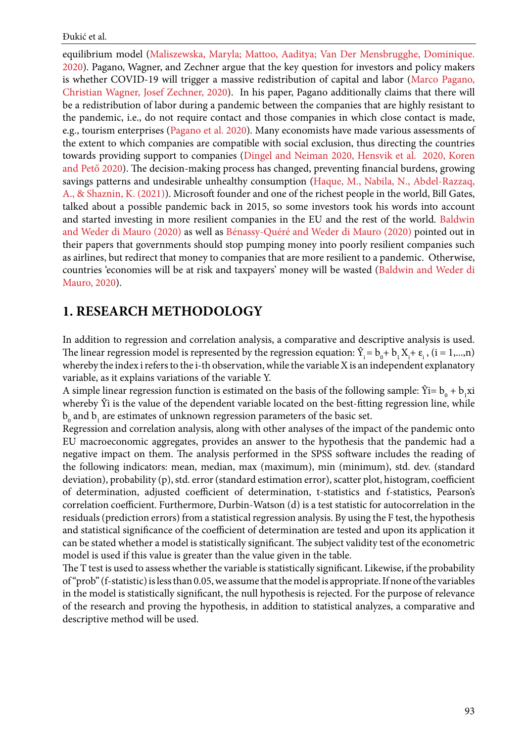equilibrium model (Maliszewska, Maryla; Mattoo, Aaditya; Van Der Mensbrugghe, Dominique. 2020). Pagano, Wagner, and Zechner argue that the key question for investors and policy makers is whether COVID-19 will trigger a massive redistribution of capital and labor (Marco Pagano, Christian Wagner, Josef Zechner, 2020). In his paper, Pagano additionally claims that there will be a redistribution of labor during a pandemic between the companies that are highly resistant to the pandemic, i.e., do not require contact and those companies in which close contact is made, e.g., tourism enterprises (Pagano et al. 2020). Many economists have made various assessments of the extent to which companies are compatible with social exclusion, thus directing the countries towards providing support to companies (Dingel and Neiman 2020, Hensvik et al. 2020, Koren and Pető 2020). The decision-making process has changed, preventing financial burdens, growing savings patterns and undesirable unhealthy consumption (Haque, M., Nabila, N., Abdel-Razzaq, A., & Shaznin, K. (2021)). Microsoft founder and one of the richest people in the world, Bill Gates, talked about a possible pandemic back in 2015, so some investors took his words into account and started investing in more resilient companies in the EU and the rest of the world. Baldwin and Weder di Mauro (2020) as well as Bénassy-Quéré and Weder di Mauro (2020) pointed out in their papers that governments should stop pumping money into poorly resilient companies such as airlines, but redirect that money to companies that are more resilient to a pandemic. Otherwise, countries 'economies will be at risk and taxpayers' money will be wasted (Baldwin and Weder di Mauro, 2020).

# 1. RESEARCH METHODOLOGY

In addition to regression and correlation analysis, a comparative and descriptive analysis is used. The linear regression model is represented by the regression equation: $\hat{Y}_i = b_0 + b_1 X_i + \varepsilon_i$, $(i = 1,...,n)$ whereby the index i refers to the i-th observation, while the variable X is an independent explanatory variable, as it explains variations of the variable Y.

A simple linear regression function is estimated on the basis of the following sample: $\hat{Y}i = b_0 + b_1 xi$ whereby $\hat{Y}i$ is the value of the dependent variable located on the best-fitting regression line, while $b_0$ and $b_1$ are estimates of unknown regression parameters of the basic set.

Regression and correlation analysis, along with other analyses of the impact of the pandemic onto EU macroeconomic aggregates, provides an answer to the hypothesis that the pandemic had a negative impact on them. The analysis performed in the SPSS software includes the reading of the following indicators: mean, median, max (maximum), min (minimum), std. dev. (standard deviation), probability (p), std. error (standard estimation error), scatter plot, histogram, coefficient of determination, adjusted coefficient of determination, t-statistics and f-statistics, Pearson's correlation coefficient. Furthermore, Durbin-Watson (d) is a test statistic for autocorrelation in the residuals (prediction errors) from a statistical regression analysis. By using the F test, the hypothesis and statistical significance of the coefficient of determination are tested and upon its application it can be stated whether a model is statistically significant. The subject validity test of the econometric model is used if this value is greater than the value given in the table.

The T test is used to assess whether the variable is statistically significant. Likewise, if the probability of "prob" (f-statistic) is less than 0.05, we assume that the model is appropriate. If none of the variables in the model is statistically significant, the null hypothesis is rejected. For the purpose of relevance of the research and proving the hypothesis, in addition to statistical analyzes, a comparative and descriptive method will be used.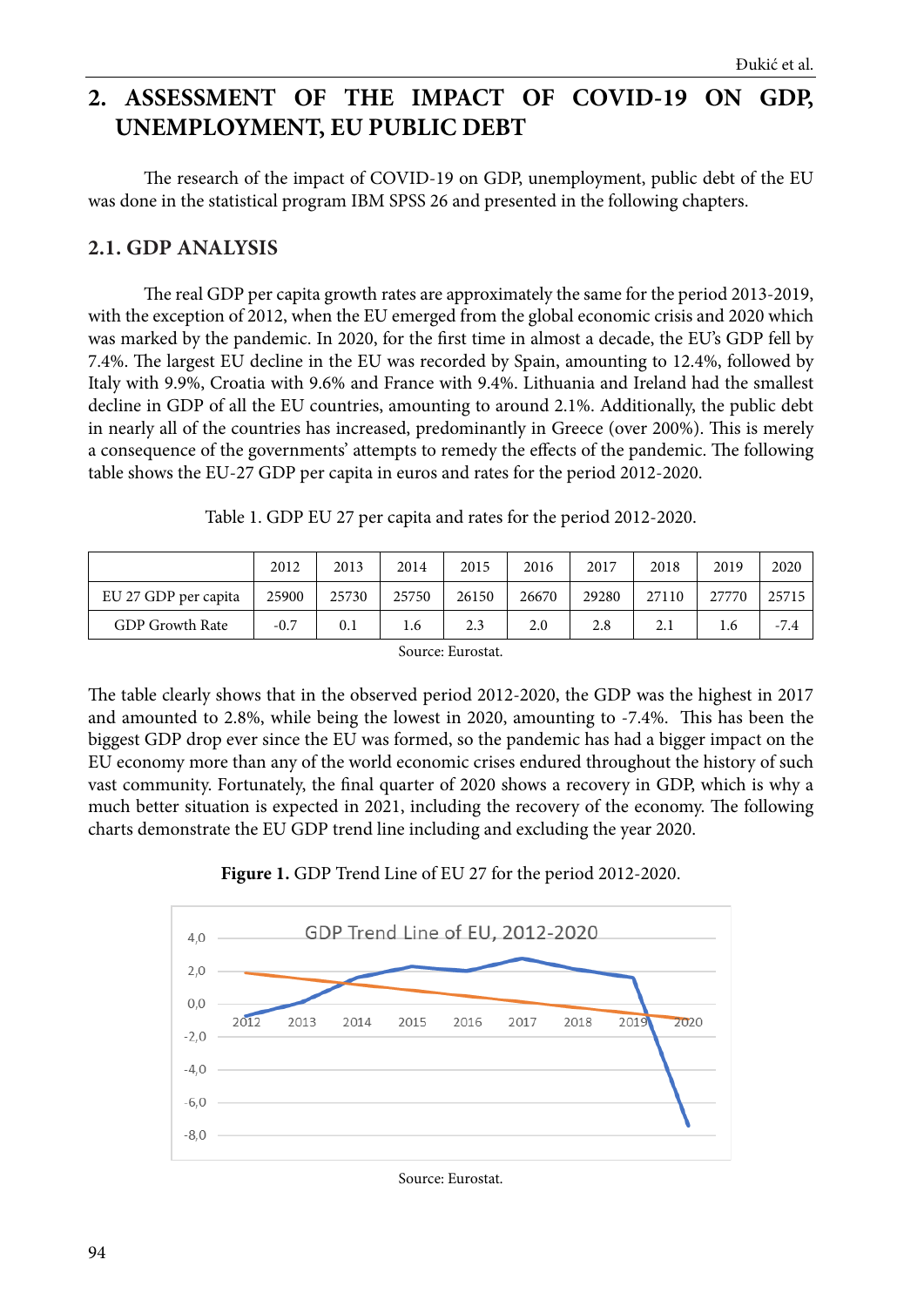## 2. ASSESSMENT OF THE IMPACT OF COVID-19 ON GDP, UNEMPLOYMENT, EU PUBLIC DEBT

The research of the impact of COVID-19 on GDP, unemployment, public debt of the EU was done in the statistical program IBM SPSS 26 and presented in the following chapters.

### 2.1. GDP ANALYSIS

The real GDP per capita growth rates are approximately the same for the period 2013-2019, with the exception of 2012, when the EU emerged from the global economic crisis and 2020 which was marked by the pandemic. In 2020, for the first time in almost a decade, the EU's GDP fell by 7.4%. The largest EU decline in the EU was recorded by Spain, amounting to 12.4%, followed by Italy with 9.9%, Croatia with 9.6% and France with 9.4%. Lithuania and Ireland had the smallest decline in GDP of all the EU countries, amounting to around 2.1%. Additionally, the public debt in nearly all of the countries has increased, predominantly in Greece (over 200%). This is merely a consequence of the governments' attempts to remedy the effects of the pandemic. The following table shows the EU-27 GDP per capita in euros and rates for the period 2012-2020.

Table 1. GDP EU 27 per capita and rates for the period 2012-2020.

| | 2012 | 2013 | 2014 | 2015 | 2016 | 2017 | 2018 | 2019 | 2020 |
|---|---|---|---|---|---|---|---|---|---|
| EU 27 GDP per capita | 25900 | 25730 | 25750 | 26150 | 26670 | 29280 | 27110 | 27770 | 25715 |
| GDP Growth Rate | -0.7 | 0.1 | 1.6 | 2.3 | 2.0 | 2.8 | 2.1 | 1.6 | -7.4 |

Source: Eurostat.

The table clearly shows that in the observed period 2012-2020, the GDP was the highest in 2017 and amounted to 2.8%, while being the lowest in 2020, amounting to -7.4%. This has been the biggest GDP drop ever since the EU was formed, so the pandemic has had a bigger impact on the EU economy more than any of the world economic crises endured throughout the history of such vast community. Fortunately, the final quarter of 2020 shows a recovery in GDP, which is why a much better situation is expected in 2021, including the recovery of the economy. The following charts demonstrate the EU GDP trend line including and excluding the year 2020.

**Figure 1.** GDP Trend Line of EU 27 for the period 2012-2020.

Source: Eurostat.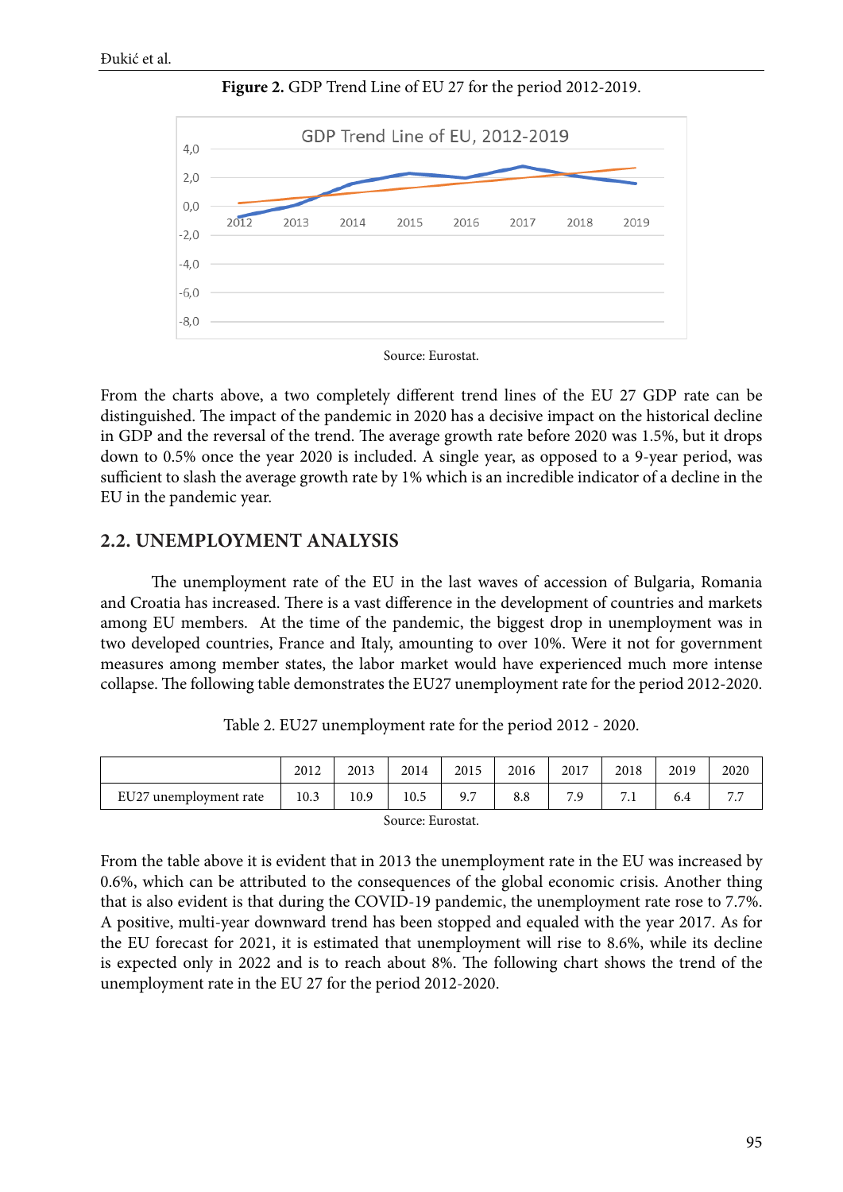**Figure 2.** GDP Trend Line of EU 27 for the period 2012-2019.

Source: Eurostat.

From the charts above, a two completely different trend lines of the EU 27 GDP rate can be distinguished. The impact of the pandemic in 2020 has a decisive impact on the historical decline in GDP and the reversal of the trend. The average growth rate before 2020 was 1.5%, but it drops down to 0.5% once the year 2020 is included. A single year, as opposed to a 9-year period, was sufficient to slash the average growth rate by 1% which is an incredible indicator of a decline in the EU in the pandemic year.

## 2.2. UNEMPLOYMENT ANALYSIS

The unemployment rate of the EU in the last waves of accession of Bulgaria, Romania and Croatia has increased. There is a vast difference in the development of countries and markets among EU members. At the time of the pandemic, the biggest drop in unemployment was in two developed countries, France and Italy, amounting to over 10%. Were it not for government measures among member states, the labor market would have experienced much more intense collapse. The following table demonstrates the EU27 unemployment rate for the period 2012-2020.

Table 2. EU27 unemployment rate for the period 2012 - 2020.

| | 2012 | 2013 | 2014 | 2015 | 2016 | 2017 | 2018 | 2019 | 2020 |
|---|---|---|---|---|---|---|---|---|---|
| EU27 unemployment rate | 10.3 | 10.9 | 10.5 | 9.7 | 8.8 | 7.9 | 7.1 | 6.4 | 7.7 |

Source: Eurostat.

From the table above it is evident that in 2013 the unemployment rate in the EU was increased by 0.6%, which can be attributed to the consequences of the global economic crisis. Another thing that is also evident is that during the COVID-19 pandemic, the unemployment rate rose to 7.7%. A positive, multi-year downward trend has been stopped and equaled with the year 2017. As for the EU forecast for 2021, it is estimated that unemployment will rise to 8.6%, while its decline is expected only in 2022 and is to reach about 8%. The following chart shows the trend of the unemployment rate in the EU 27 for the period 2012-2020.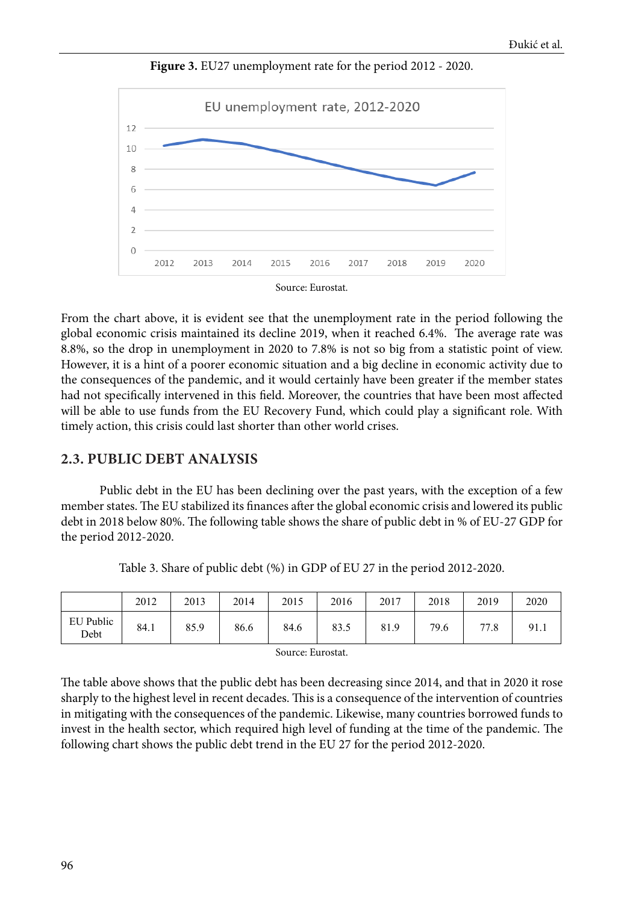**Figure 3.** EU27 unemployment rate for the period 2012 - 2020.

Source: Eurostat.

From the chart above, it is evident see that the unemployment rate in the period following the global economic crisis maintained its decline 2019, when it reached 6.4%. The average rate was 8.8%, so the drop in unemployment in 2020 to 7.8% is not so big from a statistic point of view. However, it is a hint of a poorer economic situation and a big decline in economic activity due to the consequences of the pandemic, and it would certainly have been greater if the member states had not specifically intervened in this field. Moreover, the countries that have been most affected will be able to use funds from the EU Recovery Fund, which could play a significant role. With timely action, this crisis could last shorter than other world crises.

## 2.3. PUBLIC DEBT ANALYSIS

Public debt in the EU has been declining over the past years, with the exception of a few member states. The EU stabilized its finances after the global economic crisis and lowered its public debt in 2018 below 80%. The following table shows the share of public debt in % of EU-27 GDP for the period 2012-2020.

Table 3. Share of public debt (%) in GDP of EU 27 in the period 2012-2020.

| | 2012 | 2013 | 2014 | 2015 | 2016 | 2017 | 2018 | 2019 | 2020 |
|---|---|---|---|---|---|---|---|---|---|
| EU Public Debt | 84.1 | 85.9 | 86.6 | 84.6 | 83.5 | 81.9 | 79.6 | 77.8 | 91.1 |

Source: Eurostat.

The table above shows that the public debt has been decreasing since 2014, and that in 2020 it rose sharply to the highest level in recent decades. This is a consequence of the intervention of countries in mitigating with the consequences of the pandemic. Likewise, many countries borrowed funds to invest in the health sector, which required high level of funding at the time of the pandemic. The following chart shows the public debt trend in the EU 27 for the period 2012-2020.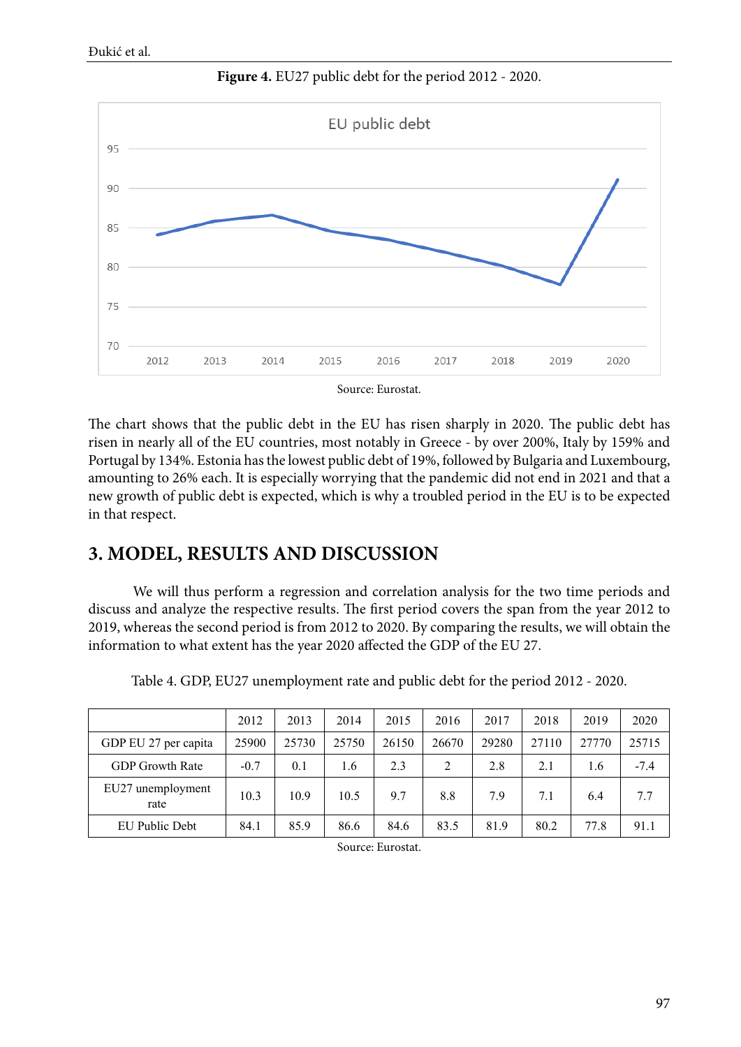**Figure 4.** EU27 public debt for the period 2012 - 2020.

Source: Eurostat.

The chart shows that the public debt in the EU has risen sharply in 2020. The public debt has risen in nearly all of the EU countries, most notably in Greece - by over 200%, Italy by 159% and Portugal by 134%. Estonia has the lowest public debt of 19%, followed by Bulgaria and Luxembourg, amounting to 26% each. It is especially worrying that the pandemic did not end in 2021 and that a new growth of public debt is expected, which is why a troubled period in the EU is to be expected in that respect.

## 3. MODEL, RESULTS AND DISCUSSION

We will thus perform a regression and correlation analysis for the two time periods and discuss and analyze the respective results. The first period covers the span from the year 2012 to 2019, whereas the second period is from 2012 to 2020. By comparing the results, we will obtain the information to what extent has the year 2020 affected the GDP of the EU 27.

Table 4. GDP, EU27 unemployment rate and public debt for the period 2012 - 2020.

| | 2012 | 2013 | 2014 | 2015 | 2016 | 2017 | 2018 | 2019 | 2020 |
|---|---|---|---|---|---|---|---|---|---|
| GDP EU 27 per capita | 25900 | 25730 | 25750 | 26150 | 26670 | 29280 | 27110 | 27770 | 25715 |
| GDP Growth Rate | -0.7 | 0.1 | 1.6 | 2.3 | 2 | 2.8 | 2.1 | 1.6 | -7.4 |
| EU27 unemployment rate | 10.3 | 10.9 | 10.5 | 9.7 | 8.8 | 7.9 | 7.1 | 6.4 | 7.7 |
| EU Public Debt | 84.1 | 85.9 | 86.6 | 84.6 | 83.5 | 81.9 | 80.2 | 77.8 | 91.1 |

Source: Eurostat.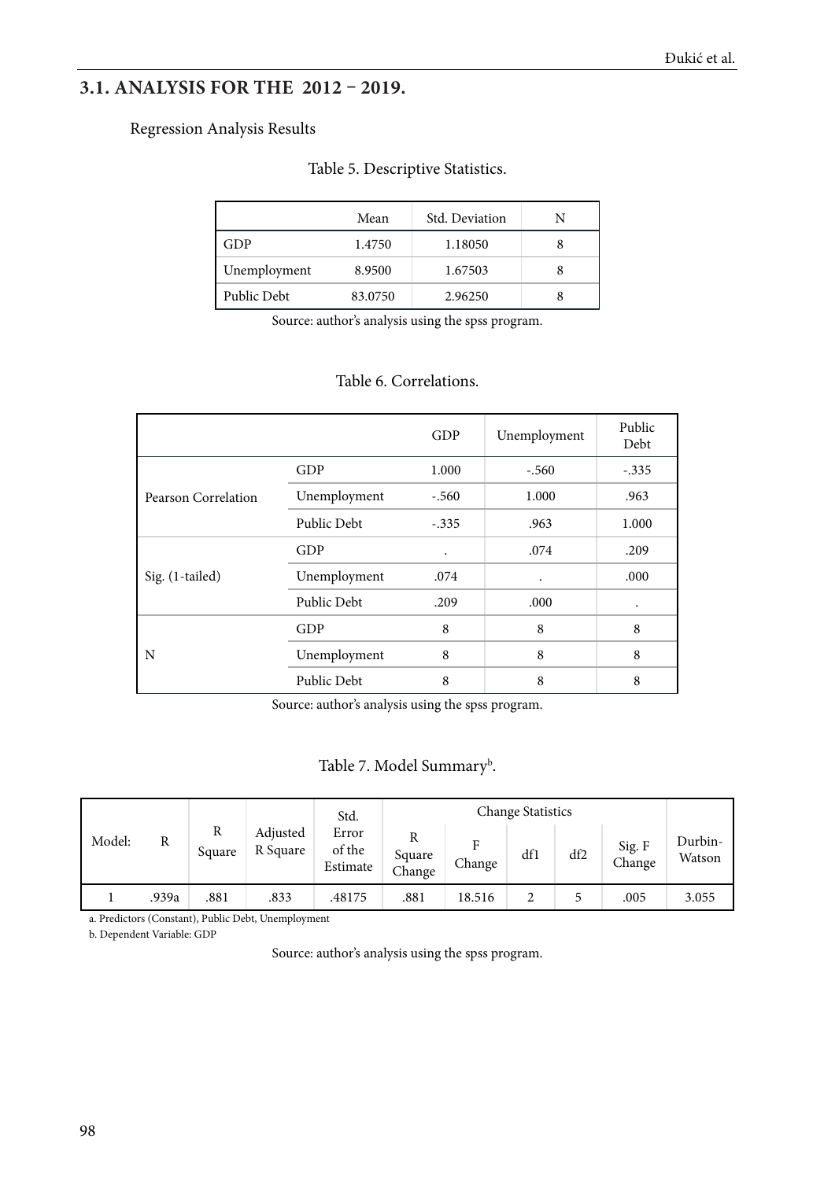## 3.1. ANALYSIS FOR THE 2012 – 2019.

Regression Analysis Results

Table 5. Descriptive Statistics.

| | Mean | Std. Deviation | N |
|---|---|---|---|
| GDP | 1.4750 | 1.18050 | 8 |
| Unemployment | 8.9500 | 1.67503 | 8 |
| Public Debt | 83.0750 | 2.96250 | 8 |

Source: author's analysis using the spss program.

Table 6. Correlations.

| | | GDP | Unemployment | Public Debt |
|---|---|---|---|---|
| Pearson Correlation | GDP | 1.000 | -.560 | -.335 |
| | Unemployment | -.560 | 1.000 | .963 |
| | Public Debt | -.335 | .963 | 1.000 |
| Sig. (1-tailed) | GDP | . | .074 | .209 |
| | Unemployment | .074 | . | .000 |
| | Public Debt | .209 | .000 | . |
| N | GDP | 8 | 8 | 8 |
| | Unemployment | 8 | 8 | 8 |
| | Public Debt | 8 | 8 | 8 |

Source: author's analysis using the spss program.

Table 7. Model Summary[b].

| Model: | R | R Square | Adjusted R Square | Std. Error of the Estimate | Change Statistics | | | | | Durbin-Watson |
|---|---|---|---|---|---|---|---|---|---|---|
| | | | | | R Square Change | F Change | df1 | df2 | Sig. F Change | |
| 1 | .939a | .881 | .833 | .48175 | .881 | 18.516 | 2 | 5 | .005 | 3.055 |

a. Predictors (Constant), Public Debt, Unemployment

b. Dependent Variable: GDP

Source: author's analysis using the spss program.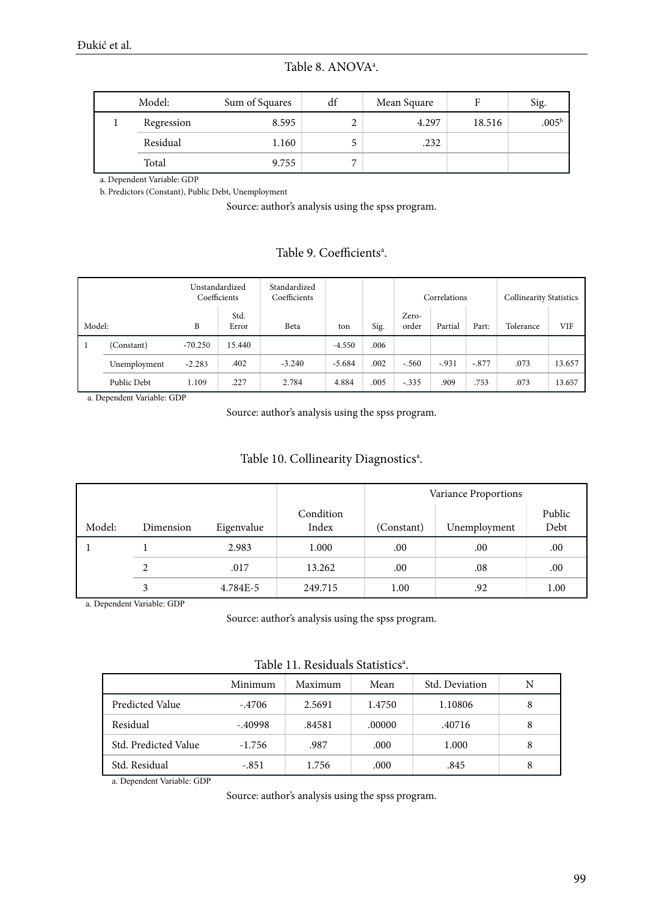Table 8. ANOVA[a].

| Model: | | Sum of Squares | df | Mean Square | F | Sig. |
|---|---|---|---|---|---|---|
| 1 | Regression | 8.595 | 2 | 4.297 | 18.516 | .005[b] |
| | Residual | 1.160 | 5 | .232 | | |
| | Total | 9.755 | 7 | | | |

a. Dependent Variable: GDP

b. Predictors (Constant), Public Debt, Unemployment

Source: author's analysis using the spss program.

Table 9. Coefficients[a].

| | | Unstandardized Coefficients | | Standardized Coefficients | | | Correlations | | | Collinearity Statistics | |
|---|---|---|---|---|---|---|---|---|---|---|---|
| Model: | | B | Std. Error | Beta | ton | Sig. | Zero-order | Partial | Part: | Tolerance | VIF |
| 1 | (Constant) | -70.250 | 15.440 | | -4.550 | .006 | | | | | |
| | Unemployment | -2.283 | .402 | -3.240 | -5.684 | .002 | -.560 | -.931 | -.877 | .073 | 13.657 |
| | Public Debt | 1.109 | .227 | 2.784 | 4.884 | .005 | -.335 | .909 | .753 | .073 | 13.657 |

a. Dependent Variable: GDP

Source: author's analysis using the spss program.

Table 10. Collinearity Diagnostics[a].

| | | | | Variance Proportions | | |
|---|---|---|---|---|---|---|
| Model: | Dimension | Eigenvalue | Condition Index | (Constant) | Unemployment | Public Debt |
| 1 | 1 | 2.983 | 1.000 | .00 | .00 | .00 |
| | 2 | .017 | 13.262 | .00 | .08 | .00 |
| | 3 | 4.784E-5 | 249.715 | 1.00 | .92 | 1.00 |

a. Dependent Variable: GDP

Source: author's analysis using the spss program.

Table 11. Residuals Statistics[a].

| | Minimum | Maximum | Mean | Std. Deviation | N |
|---|---|---|---|---|---|
| Predicted Value | -.4706 | 2.5691 | 1.4750 | 1.10806 | 8 |
| Residual | -.40998 | .84581 | .00000 | .40716 | 8 |
| Std. Predicted Value | -1.756 | .987 | .000 | 1.000 | 8 |
| Std. Residual | -.851 | 1.756 | .000 | .845 | 8 |

a. Dependent Variable: GDP

Source: author's analysis using the spss program.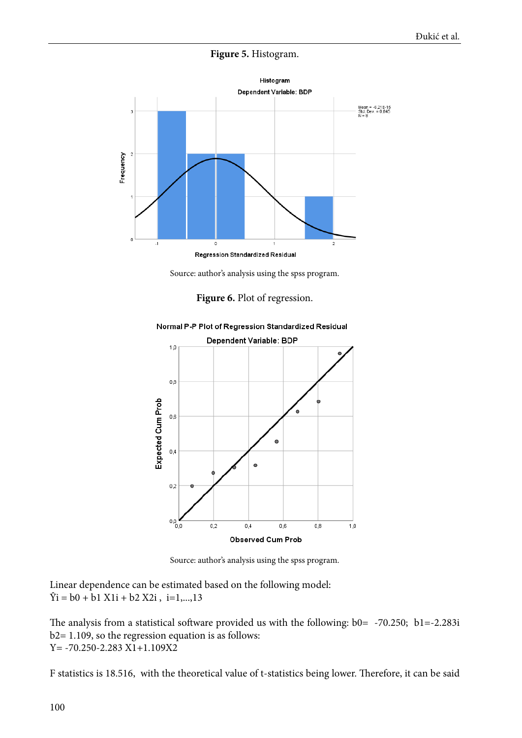**Figure 5.** Histogram.

Source: author's analysis using the spss program.

**Figure 6.** Plot of regression.

Source: author's analysis using the spss program.

Linear dependence can be estimated based on the following model:
$\hat{Y}i = b0 + b1\ X1i + b2\ X2i$ , $i=1,...,13$

The analysis from a statistical software provided us with the following: b0= -70.250; b1=-2.283i b2= 1.109, so the regression equation is as follows:
Y= -70.250-2.283 X1+1.109X2

F statistics is 18.516, with the theoretical value of t-statistics being lower. Therefore, it can be said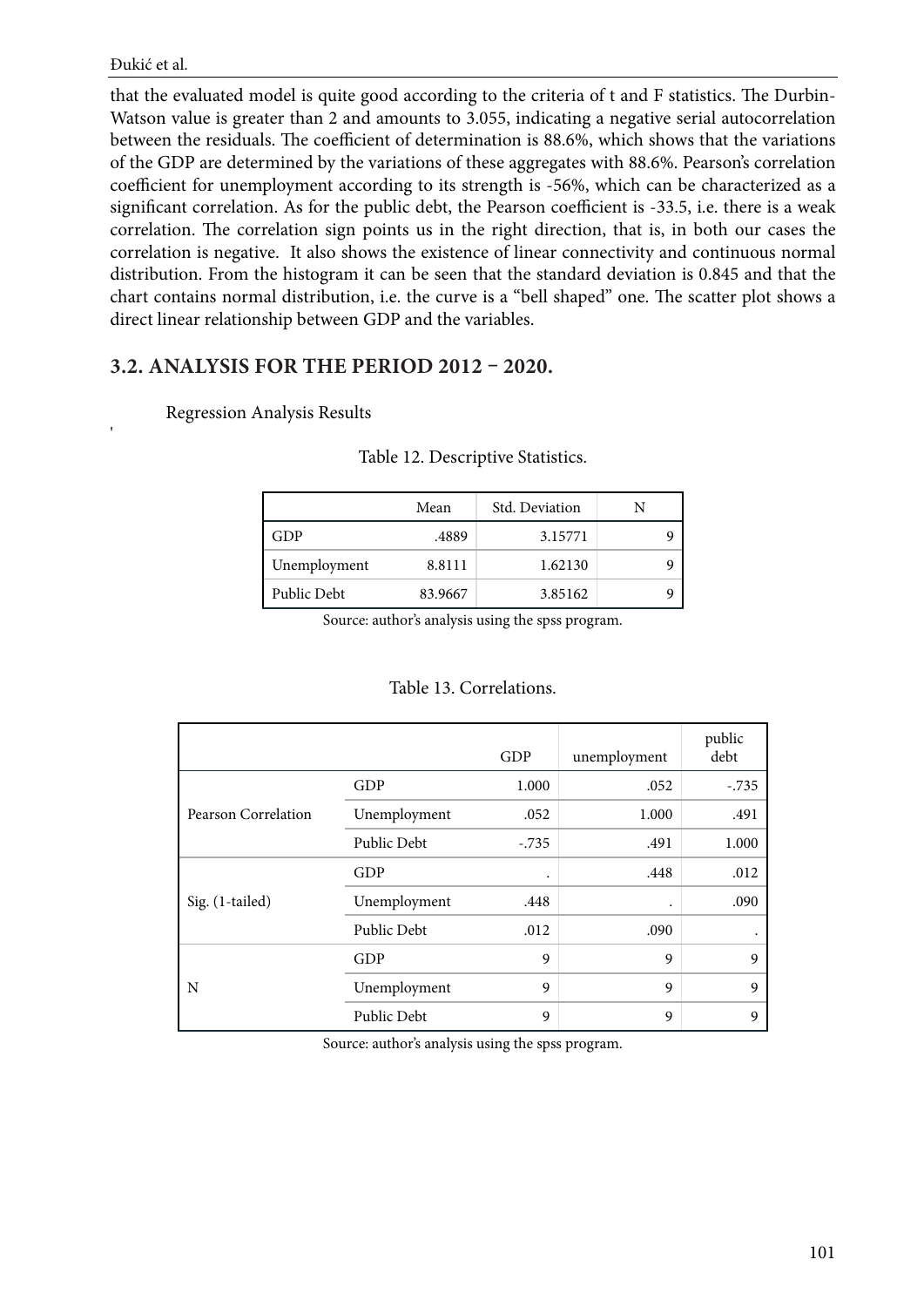that the evaluated model is quite good according to the criteria of t and F statistics. The Durbin-Watson value is greater than 2 and amounts to 3.055, indicating a negative serial autocorrelation between the residuals. The coefficient of determination is 88.6%, which shows that the variations of the GDP are determined by the variations of these aggregates with 88.6%. Pearson's correlation coefficient for unemployment according to its strength is -56%, which can be characterized as a significant correlation. As for the public debt, the Pearson coefficient is -33.5, i.e. there is a weak correlation. The correlation sign points us in the right direction, that is, in both our cases the correlation is negative. It also shows the existence of linear connectivity and continuous normal distribution. From the histogram it can be seen that the standard deviation is 0.845 and that the chart contains normal distribution, i.e. the curve is a "bell shaped" one. The scatter plot shows a direct linear relationship between GDP and the variables.

## 3.2. ANALYSIS FOR THE PERIOD 2012 – 2020.

Regression Analysis Results

Table 12. Descriptive Statistics.

| | Mean | Std. Deviation | N |
|---|---|---|---|
| GDP | .4889 | 3.15771 | 9 |
| Unemployment | 8.8111 | 1.62130 | 9 |
| Public Debt | 83.9667 | 3.85162 | 9 |

Source: author's analysis using the spss program.

Table 13. Correlations.

| | | GDP | unemployment | public debt |
|---|---|---|---|---|
| Pearson Correlation | GDP | 1.000 | .052 | -.735 |
| | Unemployment | .052 | 1.000 | .491 |
| | Public Debt | -.735 | .491 | 1.000 |
| Sig. (1-tailed) | GDP | . | .448 | .012 |
| | Unemployment | .448 | . | .090 |
| | Public Debt | .012 | .090 | . |
| N | GDP | 9 | 9 | 9 |
| | Unemployment | 9 | 9 | 9 |
| | Public Debt | 9 | 9 | 9 |

Source: author's analysis using the spss program.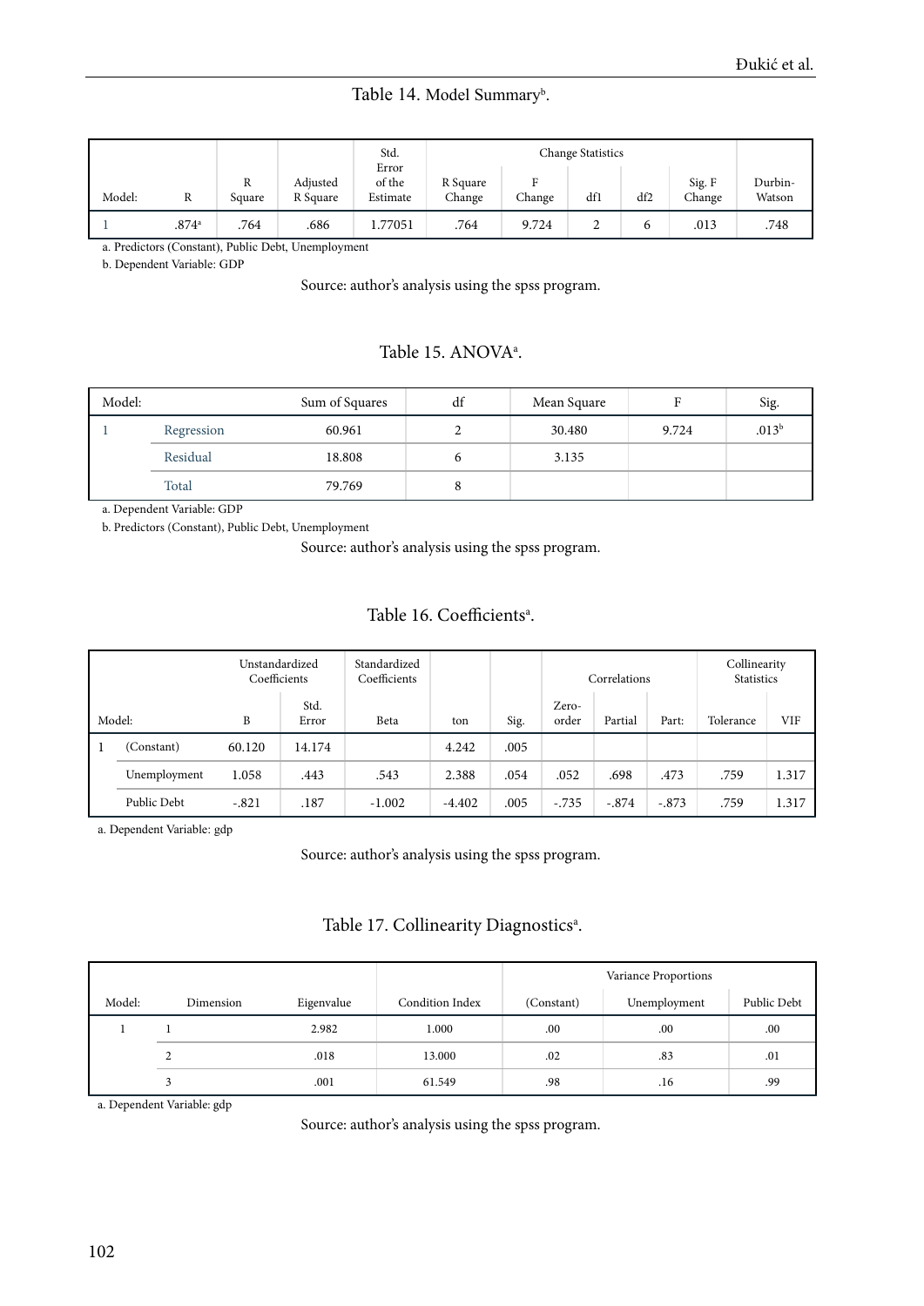Table 14. Model Summary[b].

| Model: | R | R Square | Adjusted R Square | Std. Error of the Estimate | Change Statistics | | | | | Durbin-Watson |
|---|---|---|---|---|---|---|---|---|---|---|
| | | | | | R Square Change | F Change | df1 | df2 | Sig. F Change | |
| 1 | .874[a] | .764 | .686 | 1.77051 | .764 | 9.724 | 2 | 6 | .013 | .748 |

a. Predictors (Constant), Public Debt, Unemployment

b. Dependent Variable: GDP

Source: author's analysis using the spss program.

Table 15. ANOVA[a].

| Model: | | Sum of Squares | df | Mean Square | F | Sig. |
|---|---|---|---|---|---|---|
| 1 | Regression | 60.961 | 2 | 30.480 | 9.724 | .013[b] |
| | Residual | 18.808 | 6 | 3.135 | | |
| | Total | 79.769 | 8 | | | |

a. Dependent Variable: GDP

b. Predictors (Constant), Public Debt, Unemployment

Source: author's analysis using the spss program.

Table 16. Coefficients[a].

| Model: | | Unstandardized Coefficients | | Standardized Coefficients | ton | Sig. | Correlations | | | Collinearity Statistics | |
|---|---|---|---|---|---|---|---|---|---|---|---|
| | | B | Std. Error | Beta | | | Zero-order | Partial | Part: | Tolerance | VIF |
| 1 | (Constant) | 60.120 | 14.174 | | 4.242 | .005 | | | | | |
| | Unemployment | 1.058 | .443 | .543 | 2.388 | .054 | .052 | .698 | .473 | .759 | 1.317 |
| | Public Debt | -.821 | .187 | -1.002 | -4.402 | .005 | -.735 | -.874 | -.873 | .759 | 1.317 |

a. Dependent Variable: gdp

Source: author's analysis using the spss program.

Table 17. Collinearity Diagnostics[a].

| Model: | Dimension | Eigenvalue | Condition Index | Variance Proportions | | |
|---|---|---|---|---|---|---|
| | | | | (Constant) | Unemployment | Public Debt |
| 1 | 1 | 2.982 | 1.000 | .00 | .00 | .00 |
| | 2 | .018 | 13.000 | .02 | .83 | .01 |
| | 3 | .001 | 61.549 | .98 | .16 | .99 |

a. Dependent Variable: gdp

Source: author's analysis using the spss program.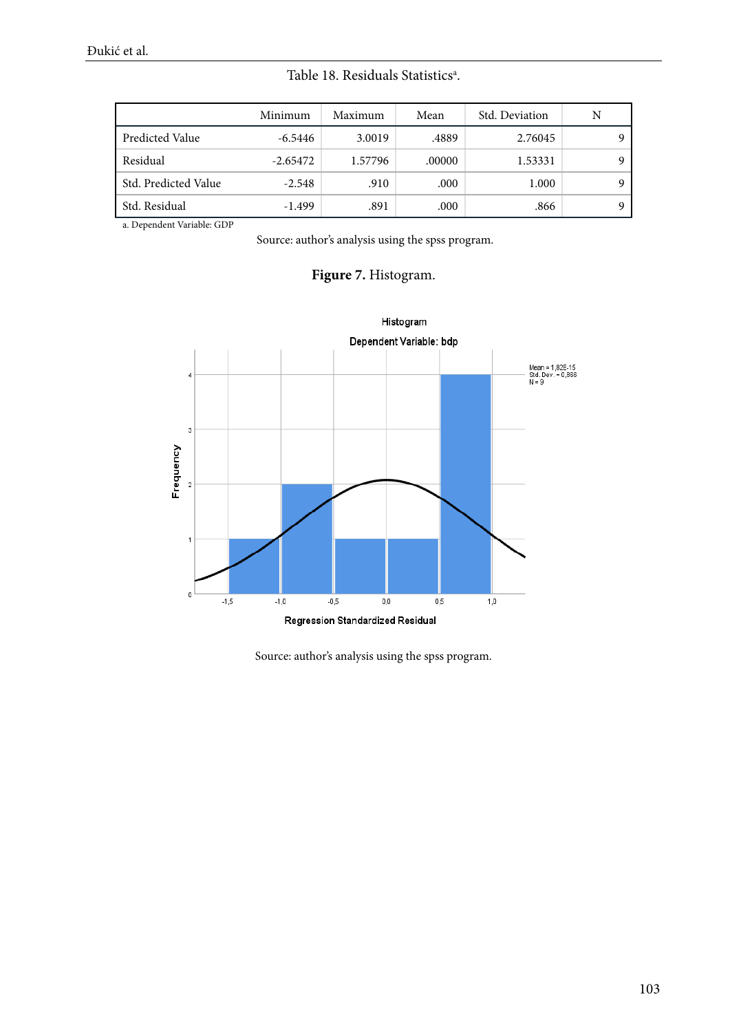Table 18. Residuals Statistics[a].

| | Minimum | Maximum | Mean | Std. Deviation | N |
|---|---|---|---|---|---|
| Predicted Value | -6.5446 | 3.0019 | .4889 | 2.76045 | 9 |
| Residual | -2.65472 | 1.57796 | .00000 | 1.53331 | 9 |
| Std. Predicted Value | -2.548 | .910 | .000 | 1.000 | 9 |
| Std. Residual | -1.499 | .891 | .000 | .866 | 9 |

a. Dependent Variable: GDP

Source: author's analysis using the spss program.

**Figure 7.** Histogram.

Source: author's analysis using the spss program.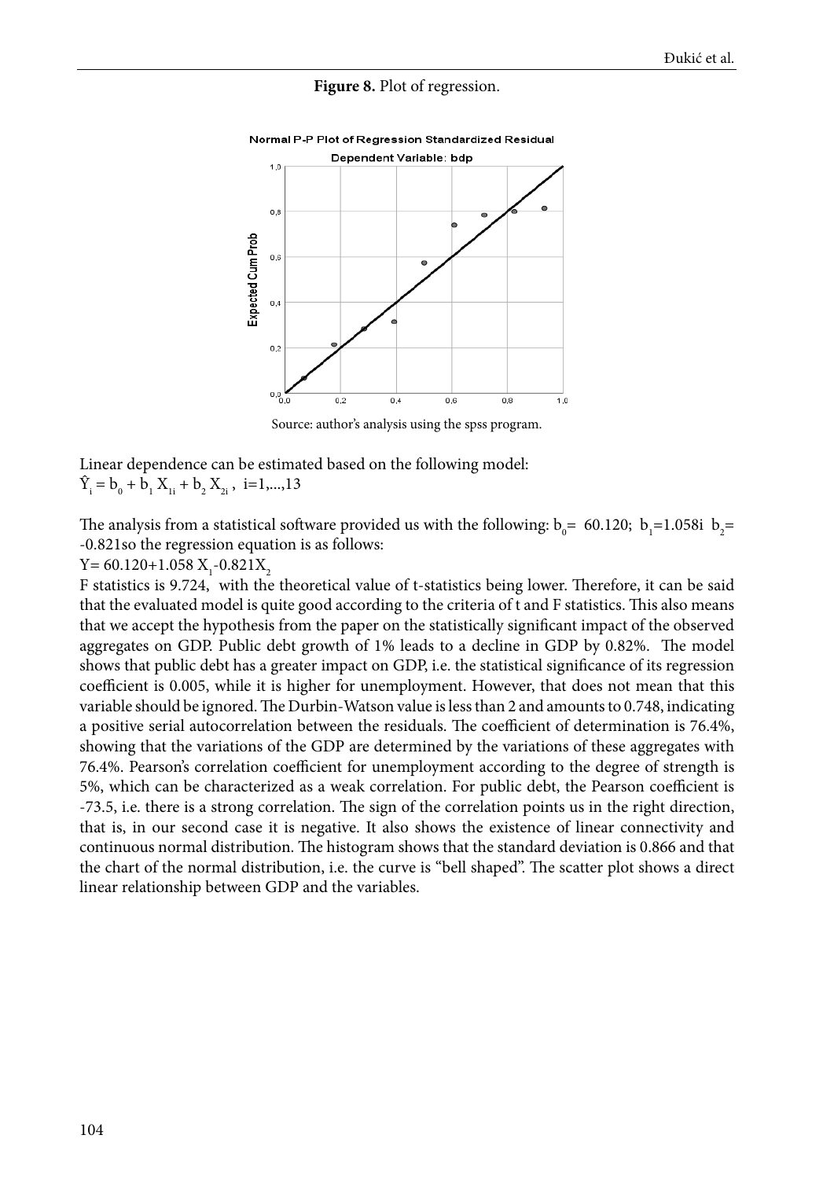**Figure 8.** Plot of regression.

Source: author's analysis using the spss program.

Linear dependence can be estimated based on the following model:
$\hat{Y}_i = b_0 + b_1 X_{1i} + b_2 X_{2i}$ , i=1,...,13

The analysis from a statistical software provided us with the following: $b_0$= 60.120; $b_1$=1.058i $b_2$= -0.821so the regression equation is as follows:

$Y= 60.120+1.058 X_1-0.821X_2$

F statistics is 9.724, with the theoretical value of t-statistics being lower. Therefore, it can be said that the evaluated model is quite good according to the criteria of t and F statistics. This also means that we accept the hypothesis from the paper on the statistically significant impact of the observed aggregates on GDP. Public debt growth of 1% leads to a decline in GDP by 0.82%. The model shows that public debt has a greater impact on GDP, i.e. the statistical significance of its regression coefficient is 0.005, while it is higher for unemployment. However, that does not mean that this variable should be ignored. The Durbin-Watson value is less than 2 and amounts to 0.748, indicating a positive serial autocorrelation between the residuals. The coefficient of determination is 76.4%, showing that the variations of the GDP are determined by the variations of these aggregates with 76.4%. Pearson's correlation coefficient for unemployment according to the degree of strength is 5%, which can be characterized as a weak correlation. For public debt, the Pearson coefficient is -73.5, i.e. there is a strong correlation. The sign of the correlation points us in the right direction, that is, in our second case it is negative. It also shows the existence of linear connectivity and continuous normal distribution. The histogram shows that the standard deviation is 0.866 and that the chart of the normal distribution, i.e. the curve is "bell shaped". The scatter plot shows a direct linear relationship between GDP and the variables.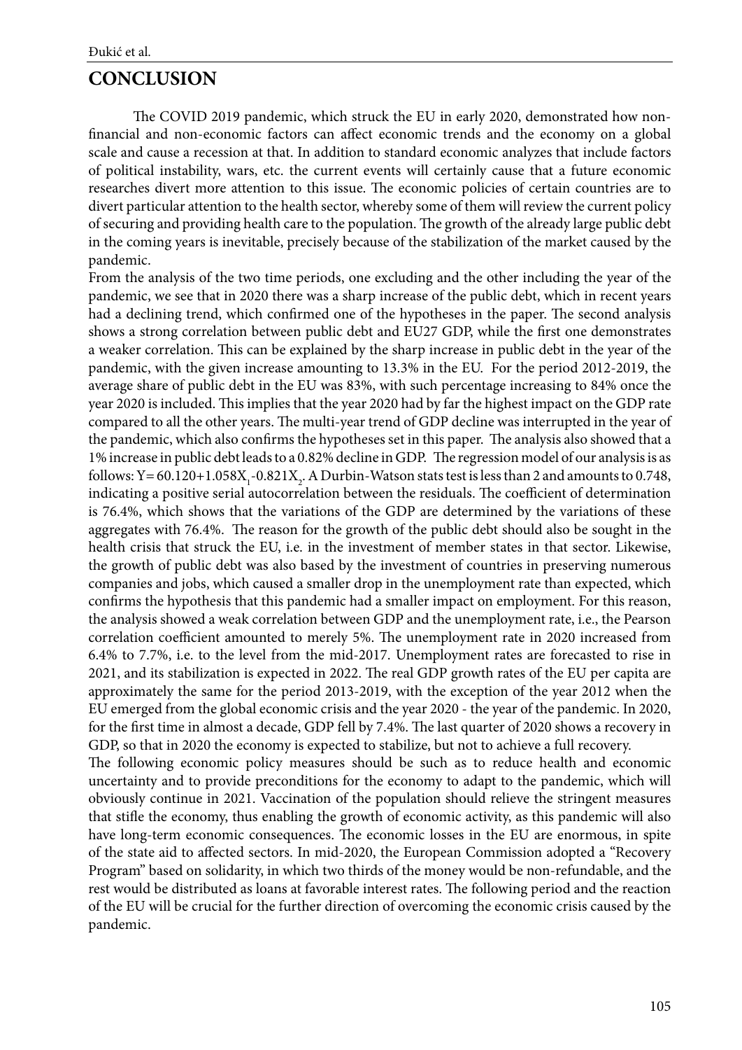# CONCLUSION

The COVID 2019 pandemic, which struck the EU in early 2020, demonstrated how non-financial and non-economic factors can affect economic trends and the economy on a global scale and cause a recession at that. In addition to standard economic analyzes that include factors of political instability, wars, etc. the current events will certainly cause that a future economic researches divert more attention to this issue. The economic policies of certain countries are to divert particular attention to the health sector, whereby some of them will review the current policy of securing and providing health care to the population. The growth of the already large public debt in the coming years is inevitable, precisely because of the stabilization of the market caused by the pandemic.

From the analysis of the two time periods, one excluding and the other including the year of the pandemic, we see that in 2020 there was a sharp increase of the public debt, which in recent years had a declining trend, which confirmed one of the hypotheses in the paper. The second analysis shows a strong correlation between public debt and EU27 GDP, while the first one demonstrates a weaker correlation. This can be explained by the sharp increase in public debt in the year of the pandemic, with the given increase amounting to 13.3% in the EU. For the period 2012-2019, the average share of public debt in the EU was 83%, with such percentage increasing to 84% once the year 2020 is included. This implies that the year 2020 had by far the highest impact on the GDP rate compared to all the other years. The multi-year trend of GDP decline was interrupted in the year of the pandemic, which also confirms the hypotheses set in this paper. The analysis also showed that a 1% increase in public debt leads to a 0.82% decline in GDP. The regression model of our analysis is as follows: $Y= 60.120+1.058X_1-0.821X_2$. A Durbin-Watson stats test is less than 2 and amounts to 0.748, indicating a positive serial autocorrelation between the residuals. The coefficient of determination is 76.4%, which shows that the variations of the GDP are determined by the variations of these aggregates with 76.4%. The reason for the growth of the public debt should also be sought in the health crisis that struck the EU, i.e. in the investment of member states in that sector. Likewise, the growth of public debt was also based by the investment of countries in preserving numerous companies and jobs, which caused a smaller drop in the unemployment rate than expected, which confirms the hypothesis that this pandemic had a smaller impact on employment. For this reason, the analysis showed a weak correlation between GDP and the unemployment rate, i.e., the Pearson correlation coefficient amounted to merely 5%. The unemployment rate in 2020 increased from 6.4% to 7.7%, i.e. to the level from the mid-2017. Unemployment rates are forecasted to rise in 2021, and its stabilization is expected in 2022. The real GDP growth rates of the EU per capita are approximately the same for the period 2013-2019, with the exception of the year 2012 when the EU emerged from the global economic crisis and the year 2020 - the year of the pandemic. In 2020, for the first time in almost a decade, GDP fell by 7.4%. The last quarter of 2020 shows a recovery in GDP, so that in 2020 the economy is expected to stabilize, but not to achieve a full recovery.

The following economic policy measures should be such as to reduce health and economic uncertainty and to provide preconditions for the economy to adapt to the pandemic, which will obviously continue in 2021. Vaccination of the population should relieve the stringent measures that stifle the economy, thus enabling the growth of economic activity, as this pandemic will also have long-term economic consequences. The economic losses in the EU are enormous, in spite of the state aid to affected sectors. In mid-2020, the European Commission adopted a "Recovery Program" based on solidarity, in which two thirds of the money would be non-refundable, and the rest would be distributed as loans at favorable interest rates. The following period and the reaction of the EU will be crucial for the further direction of overcoming the economic crisis caused by the pandemic.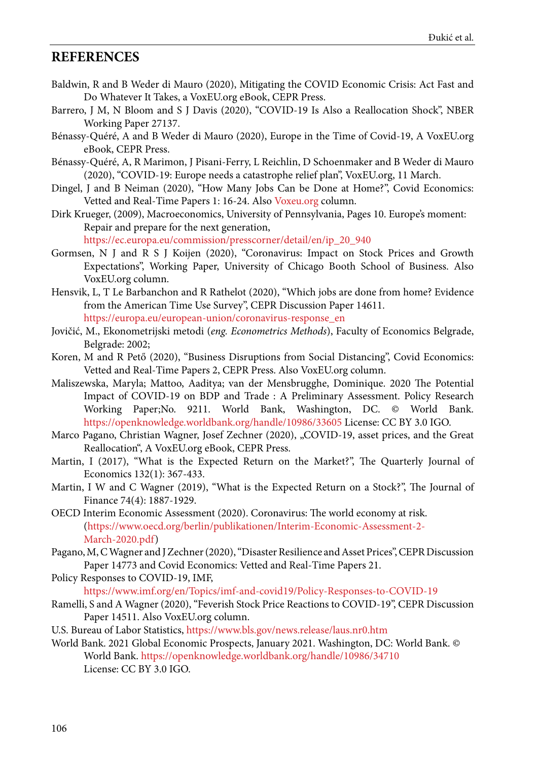## REFERENCES

Baldwin, R and B Weder di Mauro (2020), Mitigating the COVID Economic Crisis: Act Fast and Do Whatever It Takes, a VoxEU.org eBook, CEPR Press.

Barrero, J M, N Bloom and S J Davis (2020), "COVID-19 Is Also a Reallocation Shock", NBER Working Paper 27137.

Bénassy-Quéré, A and B Weder di Mauro (2020), Europe in the Time of Covid-19, A VoxEU.org eBook, CEPR Press.

Bénassy-Quéré, A, R Marimon, J Pisani-Ferry, L Reichlin, D Schoenmaker and B Weder di Mauro (2020), "COVID-19: Europe needs a catastrophe relief plan", VoxEU.org, 11 March.

Dingel, J and B Neiman (2020), "How Many Jobs Can be Done at Home?", Covid Economics: Vetted and Real-Time Papers 1: 16-24. Also Voxeu.org column.

Dirk Krueger, (2009), Macroeconomics, University of Pennsylvania, Pages 10. Europe's moment: Repair and prepare for the next generation, https://ec.europa.eu/commission/presscorner/detail/en/ip_20_940

Gormsen, N J and R S J Koijen (2020), "Coronavirus: Impact on Stock Prices and Growth Expectations", Working Paper, University of Chicago Booth School of Business. Also VoxEU.org column.

Hensvik, L, T Le Barbanchon and R Rathelot (2020), "Which jobs are done from home? Evidence from the American Time Use Survey", CEPR Discussion Paper 14611. https://europa.eu/european-union/coronavirus-response_en

Jovičić, M., Ekonometrijski metodi (*eng. Econometrics Methods*), Faculty of Economics Belgrade, Belgrade: 2002;

Koren, M and R Pető (2020), "Business Disruptions from Social Distancing", Covid Economics: Vetted and Real-Time Papers 2, CEPR Press. Also VoxEU.org column.

Maliszewska, Maryla; Mattoo, Aaditya; van der Mensbrugghe, Dominique. 2020 The Potential Impact of COVID-19 on BDP and Trade : A Preliminary Assessment. Policy Research Working Paper;No. 9211. World Bank, Washington, DC. © World Bank. https://openknowledge.worldbank.org/handle/10986/33605 License: CC BY 3.0 IGO.

Marco Pagano, Christian Wagner, Josef Zechner (2020), „COVID-19, asset prices, and the Great Reallocation", A VoxEU.org eBook, CEPR Press.

Martin, I (2017), "What is the Expected Return on the Market?", The Quarterly Journal of Economics 132(1): 367-433.

Martin, I W and C Wagner (2019), "What is the Expected Return on a Stock?", The Journal of Finance 74(4): 1887-1929.

OECD Interim Economic Assessment (2020). Coronavirus: The world economy at risk. (https://www.oecd.org/berlin/publikationen/Interim-Economic-Assessment-2-March-2020.pdf)

Pagano, M, C Wagner and J Zechner (2020), "Disaster Resilience and Asset Prices", CEPR Discussion Paper 14773 and Covid Economics: Vetted and Real-Time Papers 21.

Policy Responses to COVID-19, IMF, https://www.imf.org/en/Topics/imf-and-covid19/Policy-Responses-to-COVID-19

Ramelli, S and A Wagner (2020), "Feverish Stock Price Reactions to COVID-19", CEPR Discussion Paper 14511. Also VoxEU.org column.

U.S. Bureau of Labor Statistics, https://www.bls.gov/news.release/laus.nr0.htm

World Bank. 2021 Global Economic Prospects, January 2021. Washington, DC: World Bank. © World Bank. https://openknowledge.worldbank.org/handle/10986/34710 License: CC BY 3.0 IGO.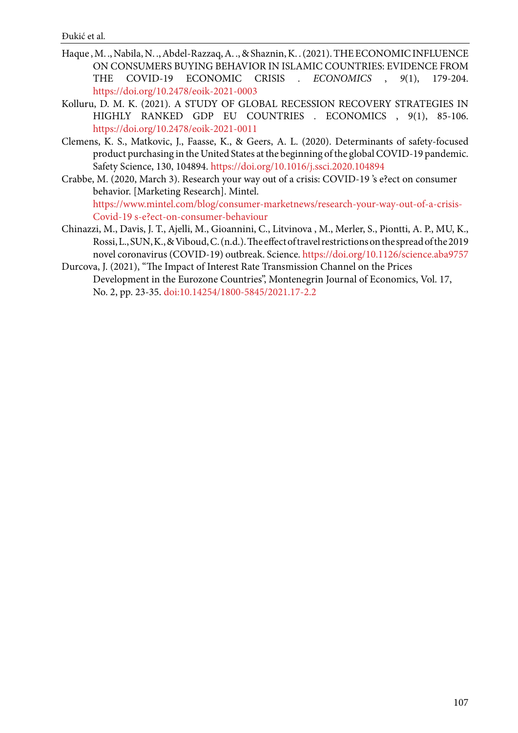Haque , M. ., Nabila, N. ., Abdel-Razzaq, A. ., & Shaznin, K. . (2021). THE ECONOMIC INFLUENCE ON CONSUMERS BUYING BEHAVIOR IN ISLAMIC COUNTRIES: EVIDENCE FROM THE COVID-19 ECONOMIC CRISIS . *ECONOMICS* , *9*(1), 179-204. https://doi.org/10.2478/eoik-2021-0003

Kolluru, D. M. K. (2021). A STUDY OF GLOBAL RECESSION RECOVERY STRATEGIES IN HIGHLY RANKED GDP EU COUNTRIES . ECONOMICS , 9(1), 85-106. https://doi.org/10.2478/eoik-2021-0011

Clemens, K. S., Matkovic, J., Faasse, K., & Geers, A. L. (2020). Determinants of safety-focused product purchasing in the United States at the beginning of the global COVID-19 pandemic. Safety Science, 130, 104894. https://doi.org/10.1016/j.ssci.2020.104894

Crabbe, M. (2020, March 3). Research your way out of a crisis: COVID-19 's e?ect on consumer behavior. [Marketing Research]. Mintel. https://www.mintel.com/blog/consumer-marketnews/research-your-way-out-of-a-crisis-Covid-19 s-e?ect-on-consumer-behaviour

Chinazzi, M., Davis, J. T., Ajelli, M., Gioannini, C., Litvinova , M., Merler, S., Piontti, A. P., MU, K., Rossi, L., SUN, K., & Viboud, C. (n.d.). The effect of travel restrictions on the spread of the 2019 novel coronavirus (COVID-19) outbreak. Science. https://doi.org/10.1126/science.aba9757

Durcova, J. (2021), "The Impact of Interest Rate Transmission Channel on the Prices Development in the Eurozone Countries", Montenegrin Journal of Economics, Vol. 17, No. 2, pp. 23-35. doi:10.14254/1800-5845/2021.17-2.2